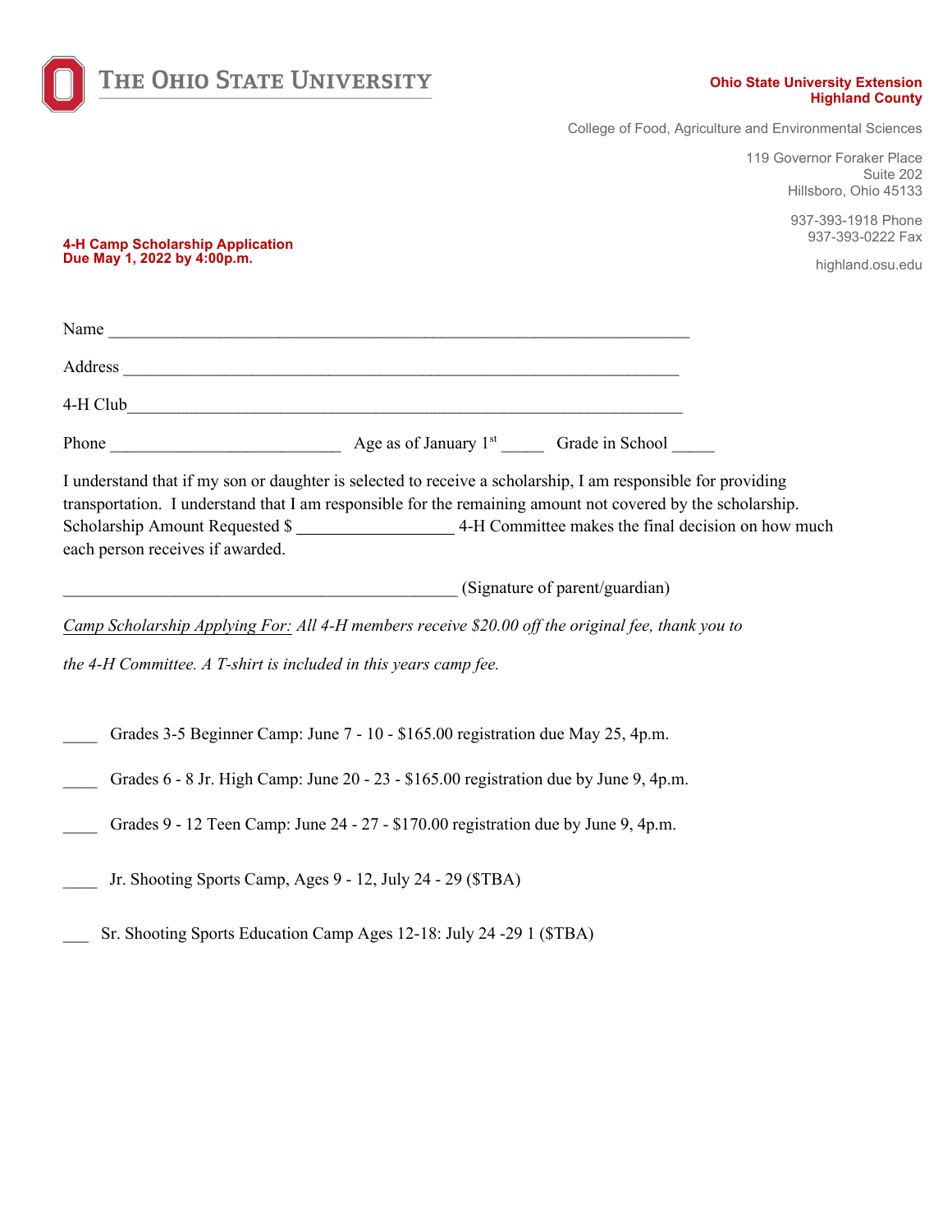THE OHIO STATE UNIVERSITY

**Ohio State University Extension**
**Highland County**

College of Food, Agriculture and Environmental Sciences

119 Governor Foraker Place
Suite 202
Hillsboro, Ohio 45133

937-393-1918 Phone
937-393-0222 Fax

highland.osu.edu

**4-H Camp Scholarship Application**
**Due May 1, 2022 by 4:00p.m.**

Name ______________________________________________________________________

Address ____________________________________________________________________

4-H Club____________________________________________________________________

Phone ___________________________ Age as of January 1st _____ Grade in School _____

I understand that if my son or daughter is selected to receive a scholarship, I am responsible for providing transportation. I understand that I am responsible for the remaining amount not covered by the scholarship. Scholarship Amount Requested $ __________________ 4-H Committee makes the final decision on how much each person receives if awarded.

______________________________________________ (Signature of parent/guardian)

*Camp Scholarship Applying For: All 4-H members receive $20.00 off the original fee, thank you to the 4-H Committee. A T-shirt is included in this years camp fee.*

____ Grades 3-5 Beginner Camp: June 7 - 10 - $165.00 registration due May 25, 4p.m.

____ Grades 6 - 8 Jr. High Camp: June 20 - 23 - $165.00 registration due by June 9, 4p.m.

____ Grades 9 - 12 Teen Camp: June 24 - 27 - $170.00 registration due by June 9, 4p.m.

____ Jr. Shooting Sports Camp, Ages 9 - 12, July 24 - 29 ($TBA)

___ Sr. Shooting Sports Education Camp Ages 12-18: July 24 -29 1 ($TBA)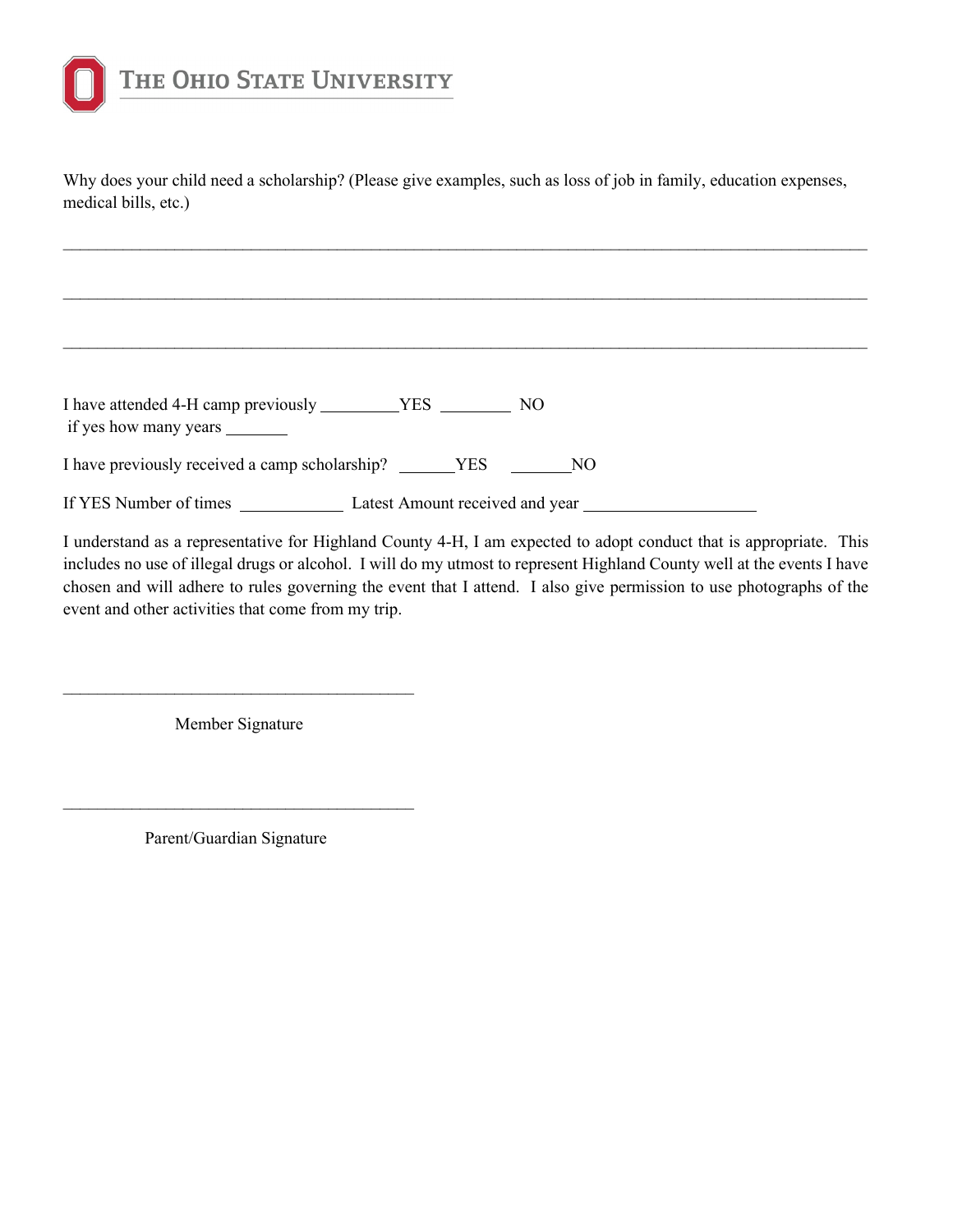THE OHIO STATE UNIVERSITY

Why does your child need a scholarship? (Please give examples, such as loss of job in family, education expenses, medical bills, etc.)

______________________________________________________________________________

______________________________________________________________________________

______________________________________________________________________________

I have attended 4-H camp previously _________YES ________ NO
if yes how many years _______

I have previously received a camp scholarship? ______YES _______NO

If YES Number of times ____________ Latest Amount received and year ____________________

I understand as a representative for Highland County 4-H, I am expected to adopt conduct that is appropriate. This includes no use of illegal drugs or alcohol. I will do my utmost to represent Highland County well at the events I have chosen and will adhere to rules governing the event that I attend. I also give permission to use photographs of the event and other activities that come from my trip.

________________________________________

Member Signature

________________________________________

Parent/Guardian Signature